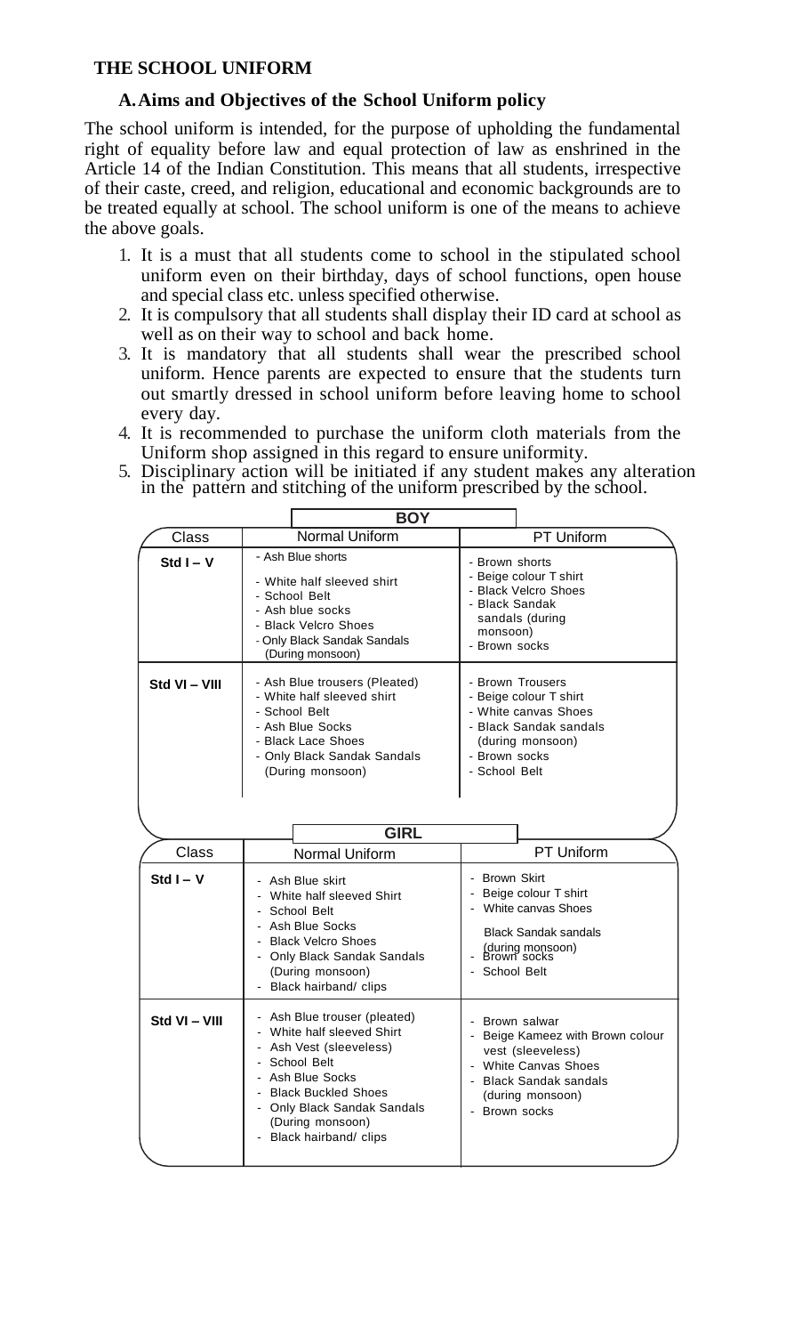## THE SCHOOL UNIFORM

### A. Aims and Objectives of the School Uniform policy

The school uniform is intended, for the purpose of upholding the fundamental right of equality before law and equal protection of law as enshrined in the Article 14 of the Indian Constitution. This means that all students, irrespective of their caste, creed, and religion, educational and economic backgrounds are to be treated equally at school. The school uniform is one of the means to achieve the above goals.

1. It is a must that all students come to school in the stipulated school uniform even on their birthday, days of school functions, open house and special class etc. unless specified otherwise.
2. It is compulsory that all students shall display their ID card at school as well as on their way to school and back home.
3. It is mandatory that all students shall wear the prescribed school uniform. Hence parents are expected to ensure that the students turn out smartly dressed in school uniform before leaving home to school every day.
4. It is recommended to purchase the uniform cloth materials from the Uniform shop assigned in this regard to ensure uniformity.
5. Disciplinary action will be initiated if any student makes any alteration in the pattern and stitching of the uniform prescribed by the school.

**BOY**

| Class | Normal Uniform | PT Uniform |
|---|---|---|
| Std I – V | - Ash Blue shorts<br>- White half sleeved shirt<br>- School Belt<br>- Ash blue socks<br>- Black Velcro Shoes<br>- Only Black Sandak Sandals (During monsoon) | - Brown shorts<br>- Beige colour T shirt<br>- Black Velcro Shoes<br>- Black Sandak sandals (during monsoon)<br>- Brown socks |
| Std VI – VIII | - Ash Blue trousers (Pleated)<br>- White half sleeved shirt<br>- School Belt<br>- Ash Blue Socks<br>- Black Lace Shoes<br>- Only Black Sandak Sandals (During monsoon) | - Brown Trousers<br>- Beige colour T shirt<br>- White canvas Shoes<br>- Black Sandak sandals (during monsoon)<br>- Brown socks<br>- School Belt |

**GIRL**

| Class | Normal Uniform | PT Uniform |
|---|---|---|
| Std I – V | - Ash Blue skirt<br>- White half sleeved Shirt<br>- School Belt<br>- Ash Blue Socks<br>- Black Velcro Shoes<br>- Only Black Sandak Sandals (During monsoon)<br>- Black hairband/ clips | - Brown Skirt<br>- Beige colour T shirt<br>- White canvas Shoes<br>Black Sandak sandals (during monsoon)<br>- Brown socks<br>- School Belt |
| Std VI – VIII | - Ash Blue trouser (pleated)<br>- White half sleeved Shirt<br>- Ash Vest (sleeveless)<br>- School Belt<br>- Ash Blue Socks<br>- Black Buckled Shoes<br>- Only Black Sandak Sandals (During monsoon)<br>- Black hairband/ clips | - Brown salwar<br>- Beige Kameez with Brown colour vest (sleeveless)<br>- White Canvas Shoes<br>- Black Sandak sandals (during monsoon)<br>- Brown socks |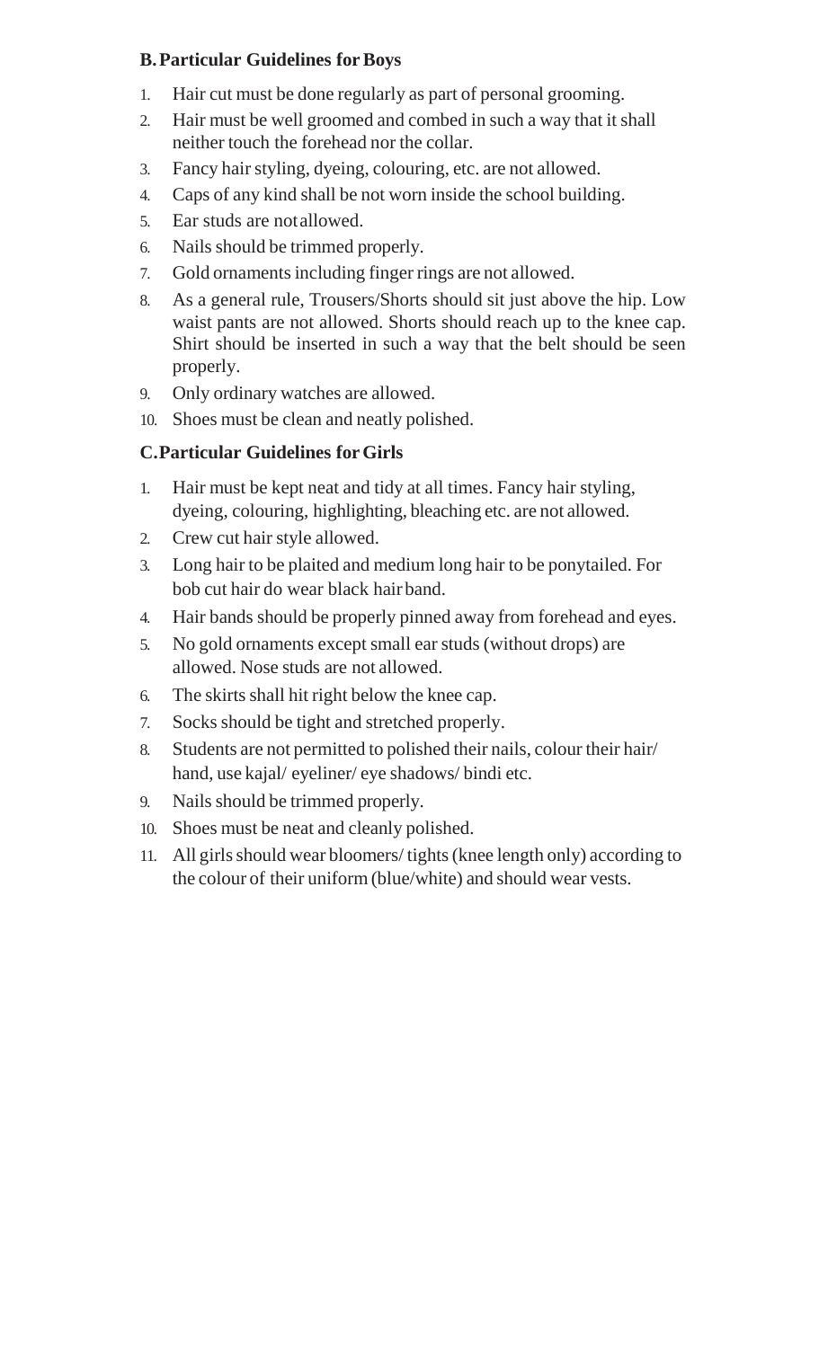### B. Particular Guidelines for Boys

1. Hair cut must be done regularly as part of personal grooming.
2. Hair must be well groomed and combed in such a way that it shall neither touch the forehead nor the collar.
3. Fancy hair styling, dyeing, colouring, etc. are not allowed.
4. Caps of any kind shall be not worn inside the school building.
5. Ear studs are not allowed.
6. Nails should be trimmed properly.
7. Gold ornaments including finger rings are not allowed.
8. As a general rule, Trousers/Shorts should sit just above the hip. Low waist pants are not allowed. Shorts should reach up to the knee cap. Shirt should be inserted in such a way that the belt should be seen properly.
9. Only ordinary watches are allowed.
10. Shoes must be clean and neatly polished.

### C. Particular Guidelines for Girls

1. Hair must be kept neat and tidy at all times. Fancy hair styling, dyeing, colouring, highlighting, bleaching etc. are not allowed.
2. Crew cut hair style allowed.
3. Long hair to be plaited and medium long hair to be ponytailed. For bob cut hair do wear black hair band.
4. Hair bands should be properly pinned away from forehead and eyes.
5. No gold ornaments except small ear studs (without drops) are allowed. Nose studs are not allowed.
6. The skirts shall hit right below the knee cap.
7. Socks should be tight and stretched properly.
8. Students are not permitted to polished their nails, colour their hair/ hand, use kajal/ eyeliner/ eye shadows/ bindi etc.
9. Nails should be trimmed properly.
10. Shoes must be neat and cleanly polished.
11. All girls should wear bloomers/ tights (knee length only) according to the colour of their uniform (blue/white) and should wear vests.